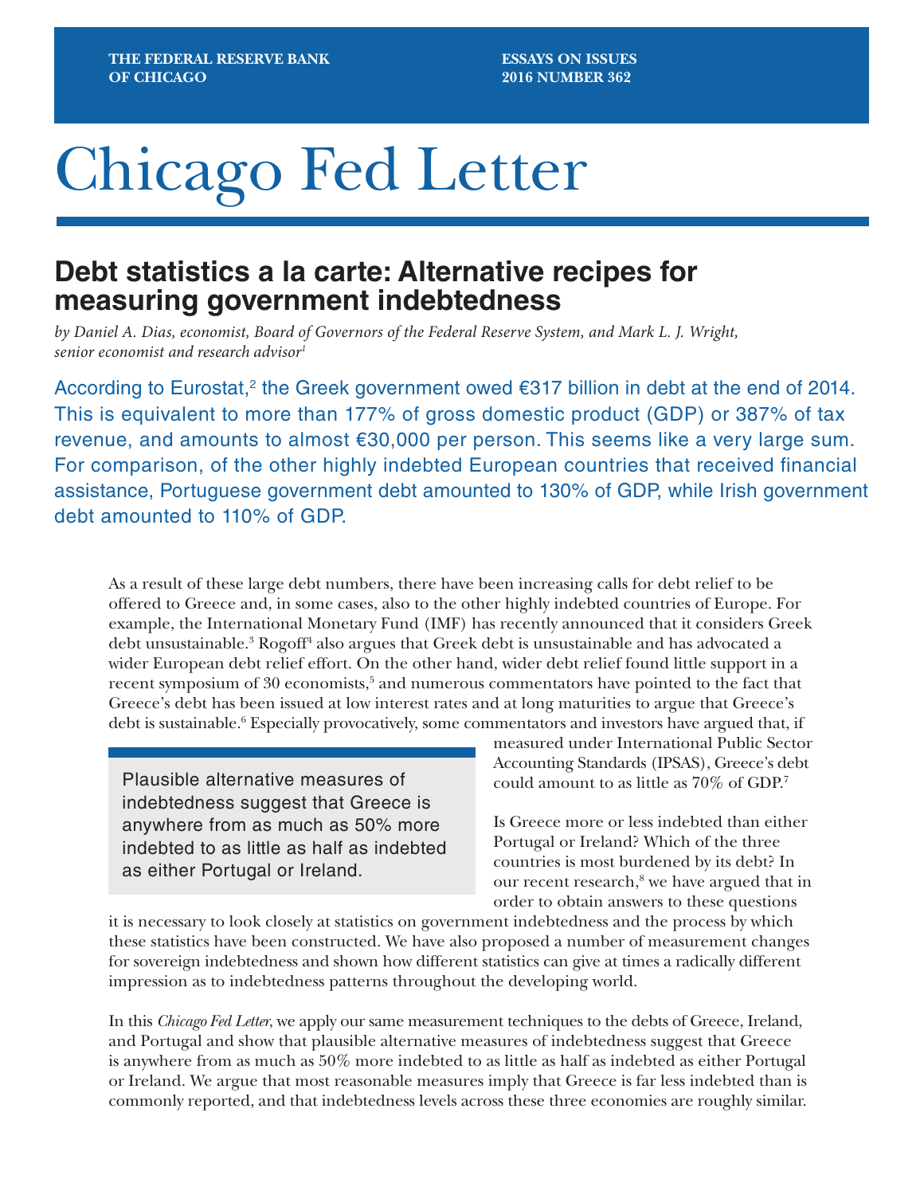THE FEDERAL RESERVE BANK OF CHICAGO

ESSAYS ON ISSUES 2016 NUMBER 362

# Chicago Fed Letter

## Debt statistics a la carte: Alternative recipes for measuring government indebtedness

*by Daniel A. Dias, economist, Board of Governors of the Federal Reserve System, and Mark L. J. Wright, senior economist and research advisor*[1]

According to Eurostat,[2] the Greek government owed €317 billion in debt at the end of 2014. This is equivalent to more than 177% of gross domestic product (GDP) or 387% of tax revenue, and amounts to almost €30,000 per person. This seems like a very large sum. For comparison, of the other highly indebted European countries that received financial assistance, Portuguese government debt amounted to 130% of GDP, while Irish government debt amounted to 110% of GDP.

As a result of these large debt numbers, there have been increasing calls for debt relief to be offered to Greece and, in some cases, also to the other highly indebted countries of Europe. For example, the International Monetary Fund (IMF) has recently announced that it considers Greek debt unsustainable.[3] Rogoff[4] also argues that Greek debt is unsustainable and has advocated a wider European debt relief effort. On the other hand, wider debt relief found little support in a recent symposium of 30 economists,[5] and numerous commentators have pointed to the fact that Greece's debt has been issued at low interest rates and at long maturities to argue that Greece's debt is sustainable.[6] Especially provocatively, some commentators and investors have argued that, if measured under International Public Sector Accounting Standards (IPSAS), Greece's debt could amount to as little as 70% of GDP.[7]

> Plausible alternative measures of indebtedness suggest that Greece is anywhere from as much as 50% more indebted to as little as half as indebted as either Portugal or Ireland.

Is Greece more or less indebted than either Portugal or Ireland? Which of the three countries is most burdened by its debt? In our recent research,[8] we have argued that in order to obtain answers to these questions it is necessary to look closely at statistics on government indebtedness and the process by which these statistics have been constructed. We have also proposed a number of measurement changes for sovereign indebtedness and shown how different statistics can give at times a radically different impression as to indebtedness patterns throughout the developing world.

In this *Chicago Fed Letter*, we apply our same measurement techniques to the debts of Greece, Ireland, and Portugal and show that plausible alternative measures of indebtedness suggest that Greece is anywhere from as much as 50% more indebted to as little as half as indebted as either Portugal or Ireland. We argue that most reasonable measures imply that Greece is far less indebted than is commonly reported, and that indebtedness levels across these three economies are roughly similar.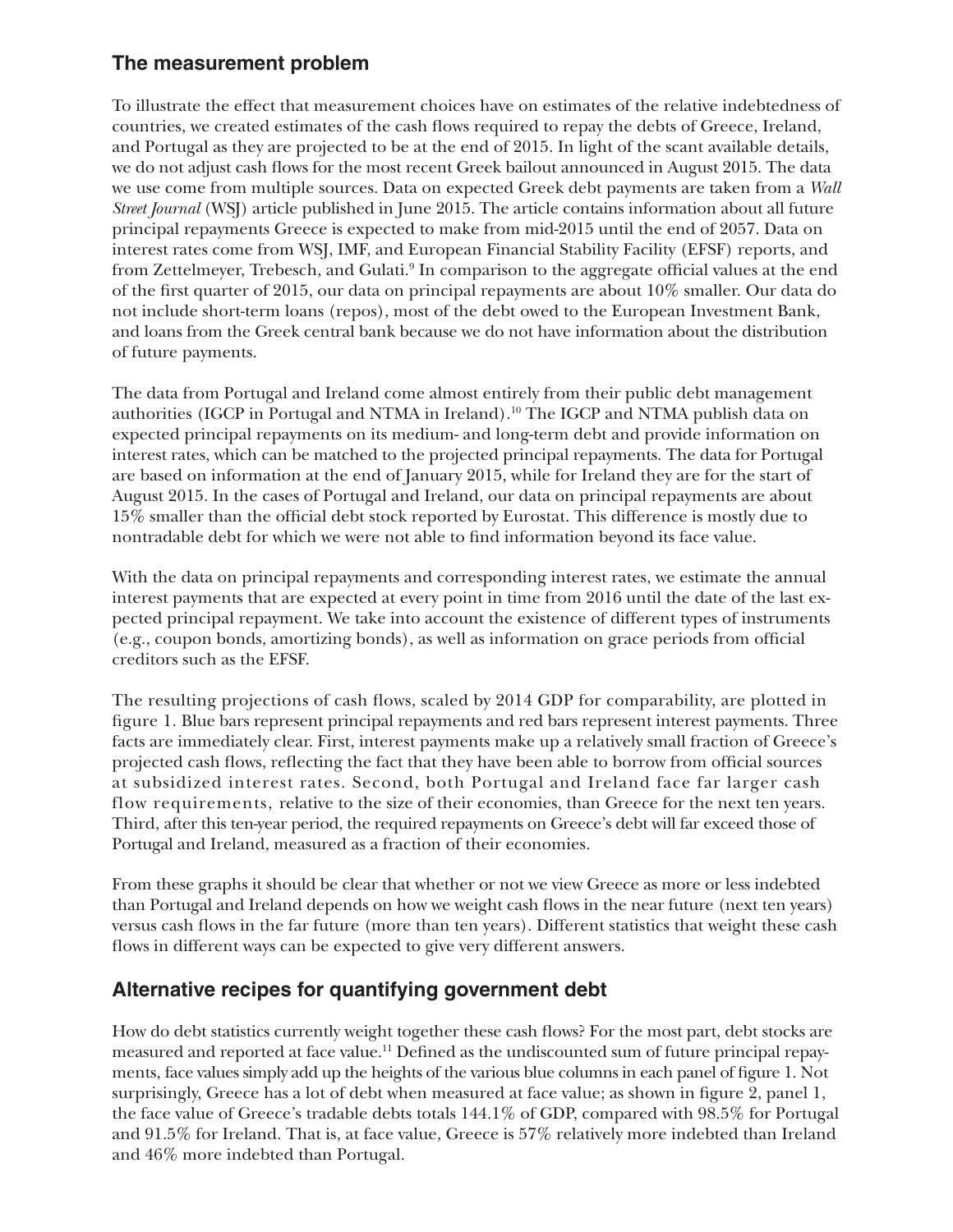## The measurement problem

To illustrate the effect that measurement choices have on estimates of the relative indebtedness of countries, we created estimates of the cash flows required to repay the debts of Greece, Ireland, and Portugal as they are projected to be at the end of 2015. In light of the scant available details, we do not adjust cash flows for the most recent Greek bailout announced in August 2015. The data we use come from multiple sources. Data on expected Greek debt payments are taken from a *Wall Street Journal* (WSJ) article published in June 2015. The article contains information about all future principal repayments Greece is expected to make from mid-2015 until the end of 2057. Data on interest rates come from WSJ, IMF, and European Financial Stability Facility (EFSF) reports, and from Zettelmeyer, Trebesch, and Gulati.[9] In comparison to the aggregate official values at the end of the first quarter of 2015, our data on principal repayments are about 10% smaller. Our data do not include short-term loans (repos), most of the debt owed to the European Investment Bank, and loans from the Greek central bank because we do not have information about the distribution of future payments.

The data from Portugal and Ireland come almost entirely from their public debt management authorities (IGCP in Portugal and NTMA in Ireland).[10] The IGCP and NTMA publish data on expected principal repayments on its medium- and long-term debt and provide information on interest rates, which can be matched to the projected principal repayments. The data for Portugal are based on information at the end of January 2015, while for Ireland they are for the start of August 2015. In the cases of Portugal and Ireland, our data on principal repayments are about 15% smaller than the official debt stock reported by Eurostat. This difference is mostly due to nontradable debt for which we were not able to find information beyond its face value.

With the data on principal repayments and corresponding interest rates, we estimate the annual interest payments that are expected at every point in time from 2016 until the date of the last expected principal repayment. We take into account the existence of different types of instruments (e.g., coupon bonds, amortizing bonds), as well as information on grace periods from official creditors such as the EFSF.

The resulting projections of cash flows, scaled by 2014 GDP for comparability, are plotted in figure 1. Blue bars represent principal repayments and red bars represent interest payments. Three facts are immediately clear. First, interest payments make up a relatively small fraction of Greece's projected cash flows, reflecting the fact that they have been able to borrow from official sources at subsidized interest rates. Second, both Portugal and Ireland face far larger cash flow requirements, relative to the size of their economies, than Greece for the next ten years. Third, after this ten-year period, the required repayments on Greece's debt will far exceed those of Portugal and Ireland, measured as a fraction of their economies.

From these graphs it should be clear that whether or not we view Greece as more or less indebted than Portugal and Ireland depends on how we weight cash flows in the near future (next ten years) versus cash flows in the far future (more than ten years). Different statistics that weight these cash flows in different ways can be expected to give very different answers.

## Alternative recipes for quantifying government debt

How do debt statistics currently weight together these cash flows? For the most part, debt stocks are measured and reported at face value.[11] Defined as the undiscounted sum of future principal repayments, face values simply add up the heights of the various blue columns in each panel of figure 1. Not surprisingly, Greece has a lot of debt when measured at face value; as shown in figure 2, panel 1, the face value of Greece's tradable debts totals 144.1% of GDP, compared with 98.5% for Portugal and 91.5% for Ireland. That is, at face value, Greece is 57% relatively more indebted than Ireland and 46% more indebted than Portugal.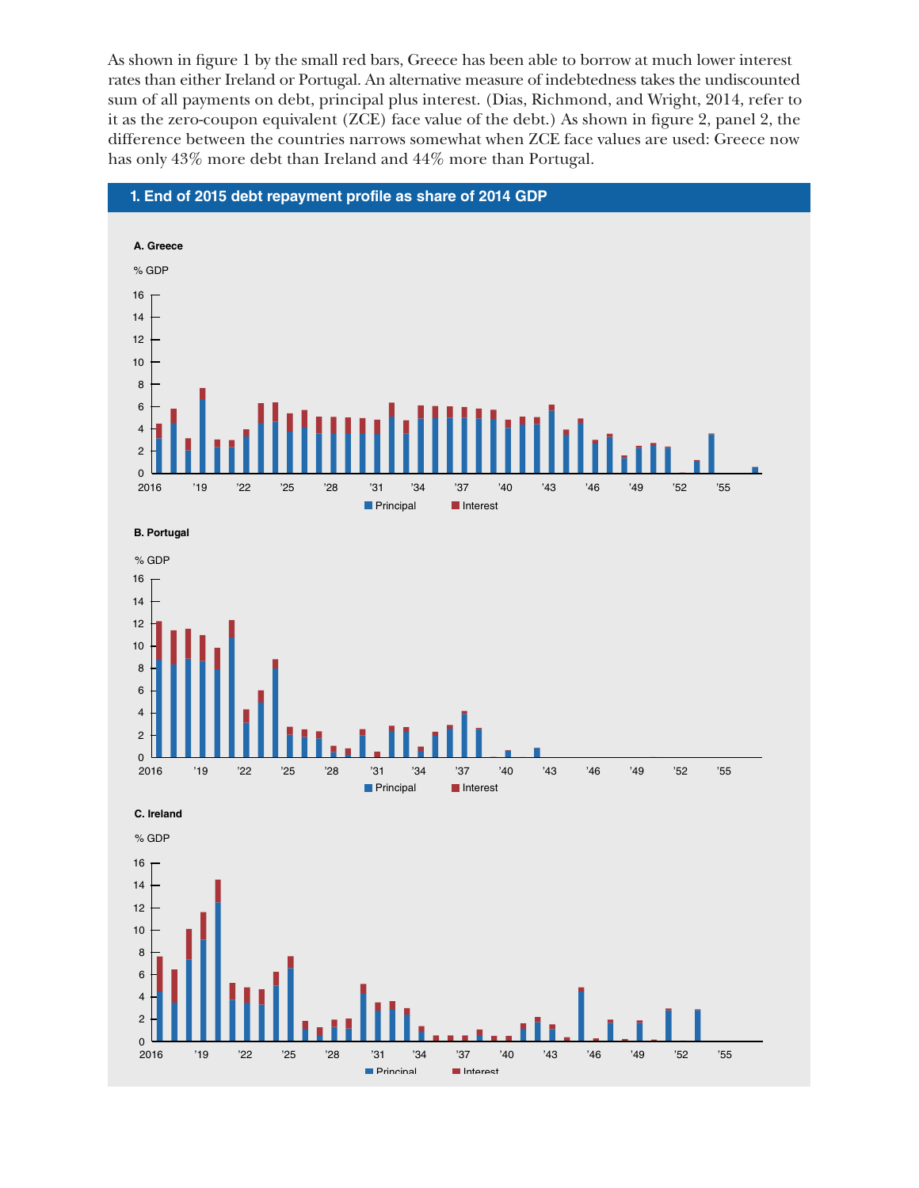As shown in figure 1 by the small red bars, Greece has been able to borrow at much lower interest rates than either Ireland or Portugal. An alternative measure of indebtedness takes the undiscounted sum of all payments on debt, principal plus interest. (Dias, Richmond, and Wright, 2014, refer to it as the zero-coupon equivalent (ZCE) face value of the debt.) As shown in figure 2, panel 2, the difference between the countries narrows somewhat when ZCE face values are used: Greece now has only 43% more debt than Ireland and 44% more than Portugal.

**1. End of 2015 debt repayment profile as share of 2014 GDP**

**A. Greece**

**B. Portugal**

**C. Ireland**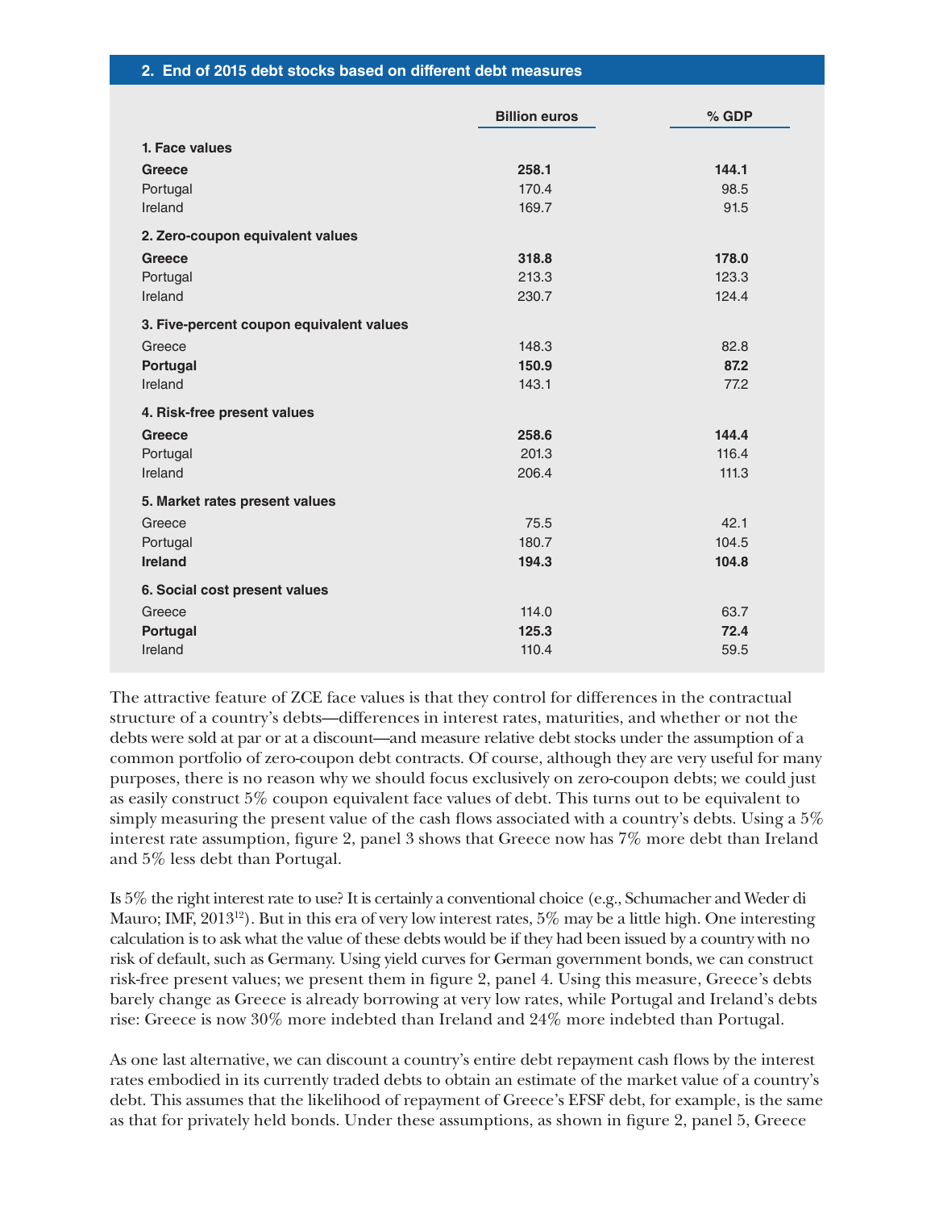**2. End of 2015 debt stocks based on different debt measures**

| | Billion euros | % GDP |
|---|---|---|
| **1. Face values** | | |
| **Greece** | **258.1** | **144.1** |
| Portugal | 170.4 | 98.5 |
| Ireland | 169.7 | 91.5 |
| **2. Zero-coupon equivalent values** | | |
| **Greece** | **318.8** | **178.0** |
| Portugal | 213.3 | 123.3 |
| Ireland | 230.7 | 124.4 |
| **3. Five-percent coupon equivalent values** | | |
| Greece | 148.3 | 82.8 |
| **Portugal** | **150.9** | **87.2** |
| Ireland | 143.1 | 77.2 |
| **4. Risk-free present values** | | |
| **Greece** | **258.6** | **144.4** |
| Portugal | 201.3 | 116.4 |
| Ireland | 206.4 | 111.3 |
| **5. Market rates present values** | | |
| Greece | 75.5 | 42.1 |
| Portugal | 180.7 | 104.5 |
| **Ireland** | **194.3** | **104.8** |
| **6. Social cost present values** | | |
| Greece | 114.0 | 63.7 |
| **Portugal** | **125.3** | **72.4** |
| Ireland | 110.4 | 59.5 |

The attractive feature of ZCE face values is that they control for differences in the contractual structure of a country's debts—differences in interest rates, maturities, and whether or not the debts were sold at par or at a discount—and measure relative debt stocks under the assumption of a common portfolio of zero-coupon debt contracts. Of course, although they are very useful for many purposes, there is no reason why we should focus exclusively on zero-coupon debts; we could just as easily construct 5% coupon equivalent face values of debt. This turns out to be equivalent to simply measuring the present value of the cash flows associated with a country's debts. Using a 5% interest rate assumption, figure 2, panel 3 shows that Greece now has 7% more debt than Ireland and 5% less debt than Portugal.

Is 5% the right interest rate to use? It is certainly a conventional choice (e.g., Schumacher and Weder di Mauro; IMF, 2013[12]). But in this era of very low interest rates, 5% may be a little high. One interesting calculation is to ask what the value of these debts would be if they had been issued by a country with no risk of default, such as Germany. Using yield curves for German government bonds, we can construct risk-free present values; we present them in figure 2, panel 4. Using this measure, Greece's debts barely change as Greece is already borrowing at very low rates, while Portugal and Ireland's debts rise: Greece is now 30% more indebted than Ireland and 24% more indebted than Portugal.

As one last alternative, we can discount a country's entire debt repayment cash flows by the interest rates embodied in its currently traded debts to obtain an estimate of the market value of a country's debt. This assumes that the likelihood of repayment of Greece's EFSF debt, for example, is the same as that for privately held bonds. Under these assumptions, as shown in figure 2, panel 5, Greece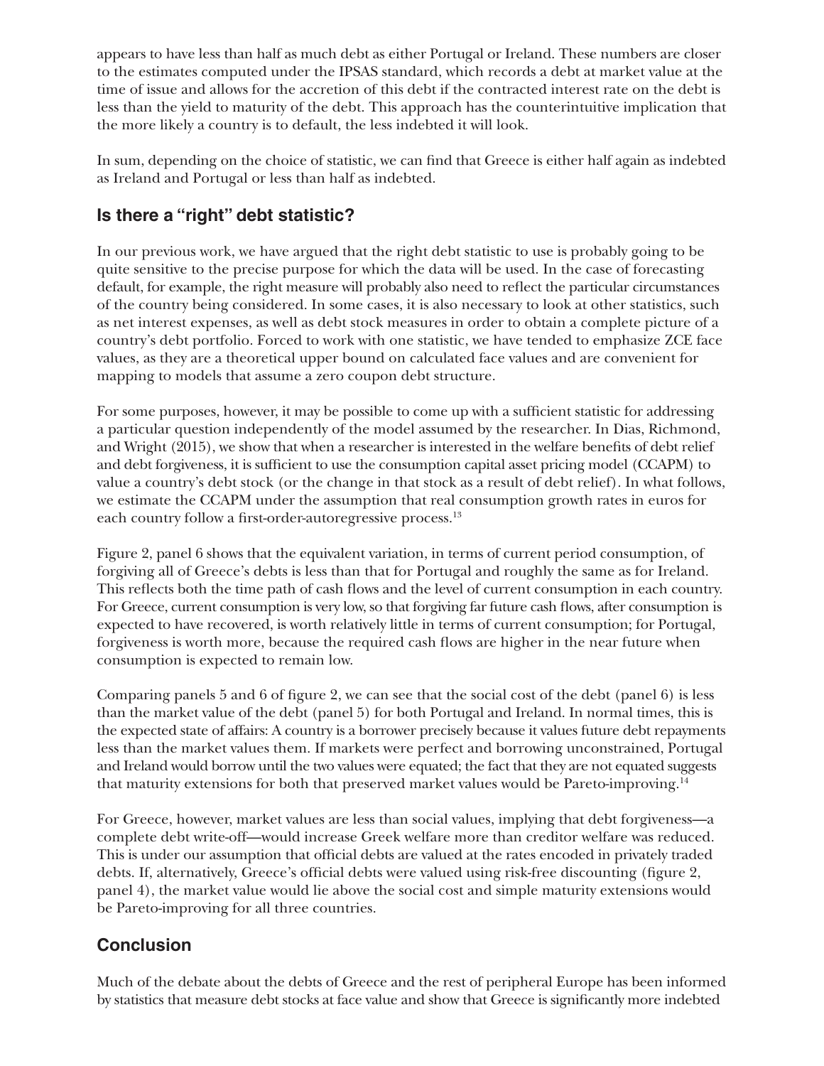appears to have less than half as much debt as either Portugal or Ireland. These numbers are closer to the estimates computed under the IPSAS standard, which records a debt at market value at the time of issue and allows for the accretion of this debt if the contracted interest rate on the debt is less than the yield to maturity of the debt. This approach has the counterintuitive implication that the more likely a country is to default, the less indebted it will look.

In sum, depending on the choice of statistic, we can find that Greece is either half again as indebted as Ireland and Portugal or less than half as indebted.

## Is there a "right" debt statistic?

In our previous work, we have argued that the right debt statistic to use is probably going to be quite sensitive to the precise purpose for which the data will be used. In the case of forecasting default, for example, the right measure will probably also need to reflect the particular circumstances of the country being considered. In some cases, it is also necessary to look at other statistics, such as net interest expenses, as well as debt stock measures in order to obtain a complete picture of a country's debt portfolio. Forced to work with one statistic, we have tended to emphasize ZCE face values, as they are a theoretical upper bound on calculated face values and are convenient for mapping to models that assume a zero coupon debt structure.

For some purposes, however, it may be possible to come up with a sufficient statistic for addressing a particular question independently of the model assumed by the researcher. In Dias, Richmond, and Wright (2015), we show that when a researcher is interested in the welfare benefits of debt relief and debt forgiveness, it is sufficient to use the consumption capital asset pricing model (CCAPM) to value a country's debt stock (or the change in that stock as a result of debt relief). In what follows, we estimate the CCAPM under the assumption that real consumption growth rates in euros for each country follow a first-order-autoregressive process.[13]

Figure 2, panel 6 shows that the equivalent variation, in terms of current period consumption, of forgiving all of Greece's debts is less than that for Portugal and roughly the same as for Ireland. This reflects both the time path of cash flows and the level of current consumption in each country. For Greece, current consumption is very low, so that forgiving far future cash flows, after consumption is expected to have recovered, is worth relatively little in terms of current consumption; for Portugal, forgiveness is worth more, because the required cash flows are higher in the near future when consumption is expected to remain low.

Comparing panels 5 and 6 of figure 2, we can see that the social cost of the debt (panel 6) is less than the market value of the debt (panel 5) for both Portugal and Ireland. In normal times, this is the expected state of affairs: A country is a borrower precisely because it values future debt repayments less than the market values them. If markets were perfect and borrowing unconstrained, Portugal and Ireland would borrow until the two values were equated; the fact that they are not equated suggests that maturity extensions for both that preserved market values would be Pareto-improving.[14]

For Greece, however, market values are less than social values, implying that debt forgiveness—a complete debt write-off—would increase Greek welfare more than creditor welfare was reduced. This is under our assumption that official debts are valued at the rates encoded in privately traded debts. If, alternatively, Greece's official debts were valued using risk-free discounting (figure 2, panel 4), the market value would lie above the social cost and simple maturity extensions would be Pareto-improving for all three countries.

## Conclusion

Much of the debate about the debts of Greece and the rest of peripheral Europe has been informed by statistics that measure debt stocks at face value and show that Greece is significantly more indebted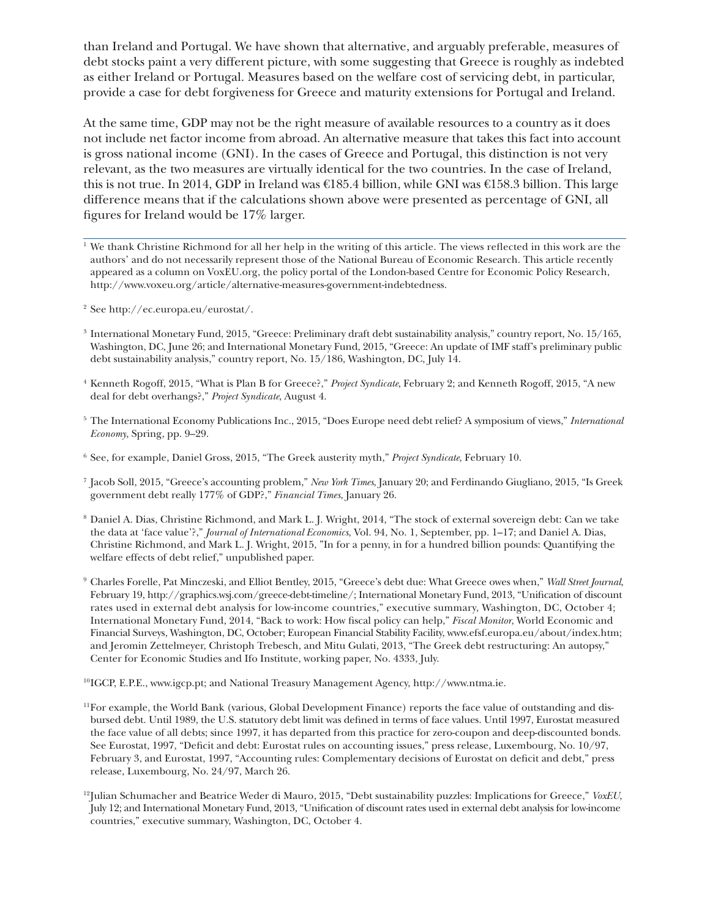than Ireland and Portugal. We have shown that alternative, and arguably preferable, measures of debt stocks paint a very different picture, with some suggesting that Greece is roughly as indebted as either Ireland or Portugal. Measures based on the welfare cost of servicing debt, in particular, provide a case for debt forgiveness for Greece and maturity extensions for Portugal and Ireland.

At the same time, GDP may not be the right measure of available resources to a country as it does not include net factor income from abroad. An alternative measure that takes this fact into account is gross national income (GNI). In the cases of Greece and Portugal, this distinction is not very relevant, as the two measures are virtually identical for the two countries. In the case of Ireland, this is not true. In 2014, GDP in Ireland was €185.4 billion, while GNI was €158.3 billion. This large difference means that if the calculations shown above were presented as percentage of GNI, all figures for Ireland would be 17% larger.

---

[1] We thank Christine Richmond for all her help in the writing of this article. The views reflected in this work are the authors' and do not necessarily represent those of the National Bureau of Economic Research. This article recently appeared as a column on VoxEU.org, the policy portal of the London-based Centre for Economic Policy Research, http://www.voxeu.org/article/alternative-measures-government-indebtedness.

[2] See http://ec.europa.eu/eurostat/.

[3] International Monetary Fund, 2015, "Greece: Preliminary draft debt sustainability analysis," country report, No. 15/165, Washington, DC, June 26; and International Monetary Fund, 2015, "Greece: An update of IMF staff's preliminary public debt sustainability analysis," country report, No. 15/186, Washington, DC, July 14.

[4] Kenneth Rogoff, 2015, "What is Plan B for Greece?," *Project Syndicate*, February 2; and Kenneth Rogoff, 2015, "A new deal for debt overhangs?," *Project Syndicate*, August 4.

[5] The International Economy Publications Inc., 2015, "Does Europe need debt relief? A symposium of views," *International Economy*, Spring, pp. 9–29.

[6] See, for example, Daniel Gross, 2015, "The Greek austerity myth," *Project Syndicate*, February 10.

[7] Jacob Soll, 2015, "Greece's accounting problem," *New York Times*, January 20; and Ferdinando Giugliano, 2015, "Is Greek government debt really 177% of GDP?," *Financial Times*, January 26.

[8] Daniel A. Dias, Christine Richmond, and Mark L. J. Wright, 2014, "The stock of external sovereign debt: Can we take the data at 'face value'?," *Journal of International Economics*, Vol. 94, No. 1, September, pp. 1–17; and Daniel A. Dias, Christine Richmond, and Mark L. J. Wright, 2015, "In for a penny, in for a hundred billion pounds: Quantifying the welfare effects of debt relief," unpublished paper.

[9] Charles Forelle, Pat Minczeski, and Elliot Bentley, 2015, "Greece's debt due: What Greece owes when," *Wall Street Journal*, February 19, http://graphics.wsj.com/greece-debt-timeline/; International Monetary Fund, 2013, "Unification of discount rates used in external debt analysis for low-income countries," executive summary, Washington, DC, October 4; International Monetary Fund, 2014, "Back to work: How fiscal policy can help," *Fiscal Monitor*, World Economic and Financial Surveys, Washington, DC, October; European Financial Stability Facility, www.efsf.europa.eu/about/index.htm; and Jeromin Zettelmeyer, Christoph Trebesch, and Mitu Gulati, 2013, "The Greek debt restructuring: An autopsy," Center for Economic Studies and Ifo Institute, working paper, No. 4333, July.

[10] IGCP, E.P.E., www.igcp.pt; and National Treasury Management Agency, http://www.ntma.ie.

[11] For example, the World Bank (various, Global Development Finance) reports the face value of outstanding and disbursed debt. Until 1989, the U.S. statutory debt limit was defined in terms of face values. Until 1997, Eurostat measured the face value of all debts; since 1997, it has departed from this practice for zero-coupon and deep-discounted bonds. See Eurostat, 1997, "Deficit and debt: Eurostat rules on accounting issues," press release, Luxembourg, No. 10/97, February 3, and Eurostat, 1997, "Accounting rules: Complementary decisions of Eurostat on deficit and debt," press release, Luxembourg, No. 24/97, March 26.

[12] Julian Schumacher and Beatrice Weder di Mauro, 2015, "Debt sustainability puzzles: Implications for Greece," *VoxEU*, July 12; and International Monetary Fund, 2013, "Unification of discount rates used in external debt analysis for low-income countries," executive summary, Washington, DC, October 4.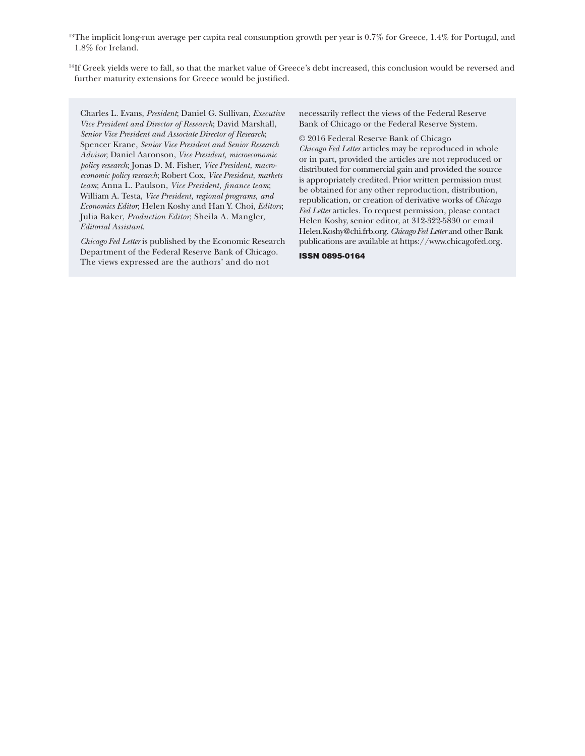[13]The implicit long-run average per capita real consumption growth per year is 0.7% for Greece, 1.4% for Portugal, and 1.8% for Ireland.

[14]If Greek yields were to fall, so that the market value of Greece's debt increased, this conclusion would be reversed and further maturity extensions for Greece would be justified.

Charles L. Evans, *President*; Daniel G. Sullivan, *Executive Vice President and Director of Research*; David Marshall, *Senior Vice President and Associate Director of Research*; Spencer Krane, *Senior Vice President and Senior Research Advisor*; Daniel Aaronson, *Vice President, microeconomic policy research*; Jonas D. M. Fisher, *Vice President, macroeconomic policy research*; Robert Cox, *Vice President, markets team*; Anna L. Paulson, *Vice President, finance team*; William A. Testa, *Vice President, regional programs, and Economics Editor*; Helen Koshy and Han Y. Choi, *Editors*; Julia Baker, *Production Editor*; Sheila A. Mangler, *Editorial Assistant*.

*Chicago Fed Letter* is published by the Economic Research Department of the Federal Reserve Bank of Chicago. The views expressed are the authors' and do not necessarily reflect the views of the Federal Reserve Bank of Chicago or the Federal Reserve System.

© 2016 Federal Reserve Bank of Chicago
*Chicago Fed Letter* articles may be reproduced in whole or in part, provided the articles are not reproduced or distributed for commercial gain and provided the source is appropriately credited. Prior written permission must be obtained for any other reproduction, distribution, republication, or creation of derivative works of *Chicago Fed Letter* articles. To request permission, please contact Helen Koshy, senior editor, at 312-322-5830 or email Helen.Koshy@chi.frb.org. *Chicago Fed Letter* and other Bank publications are available at https://www.chicagofed.org.

**ISSN 0895-0164**